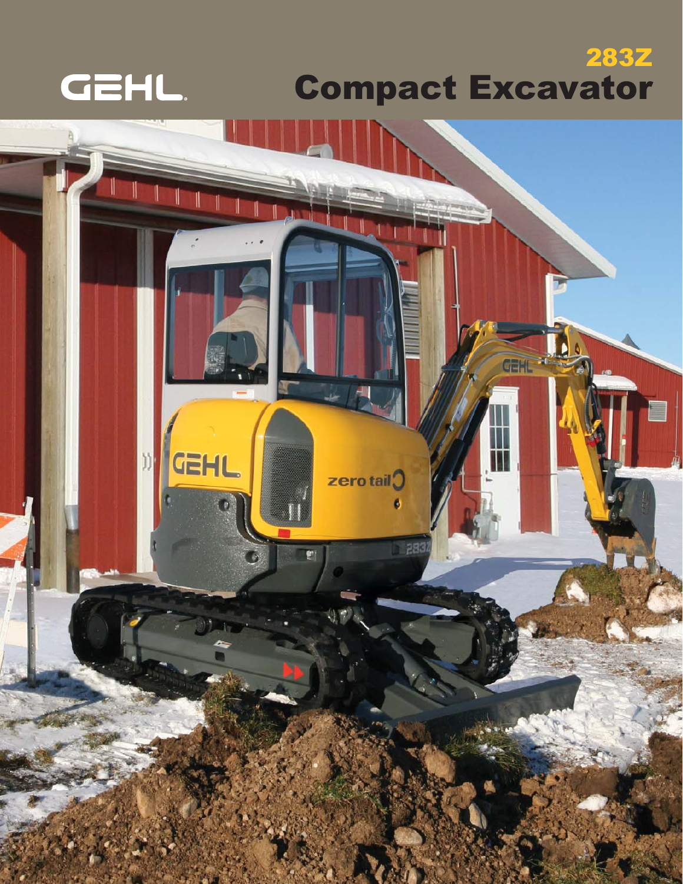GEHL

# 283Z Compact Excavator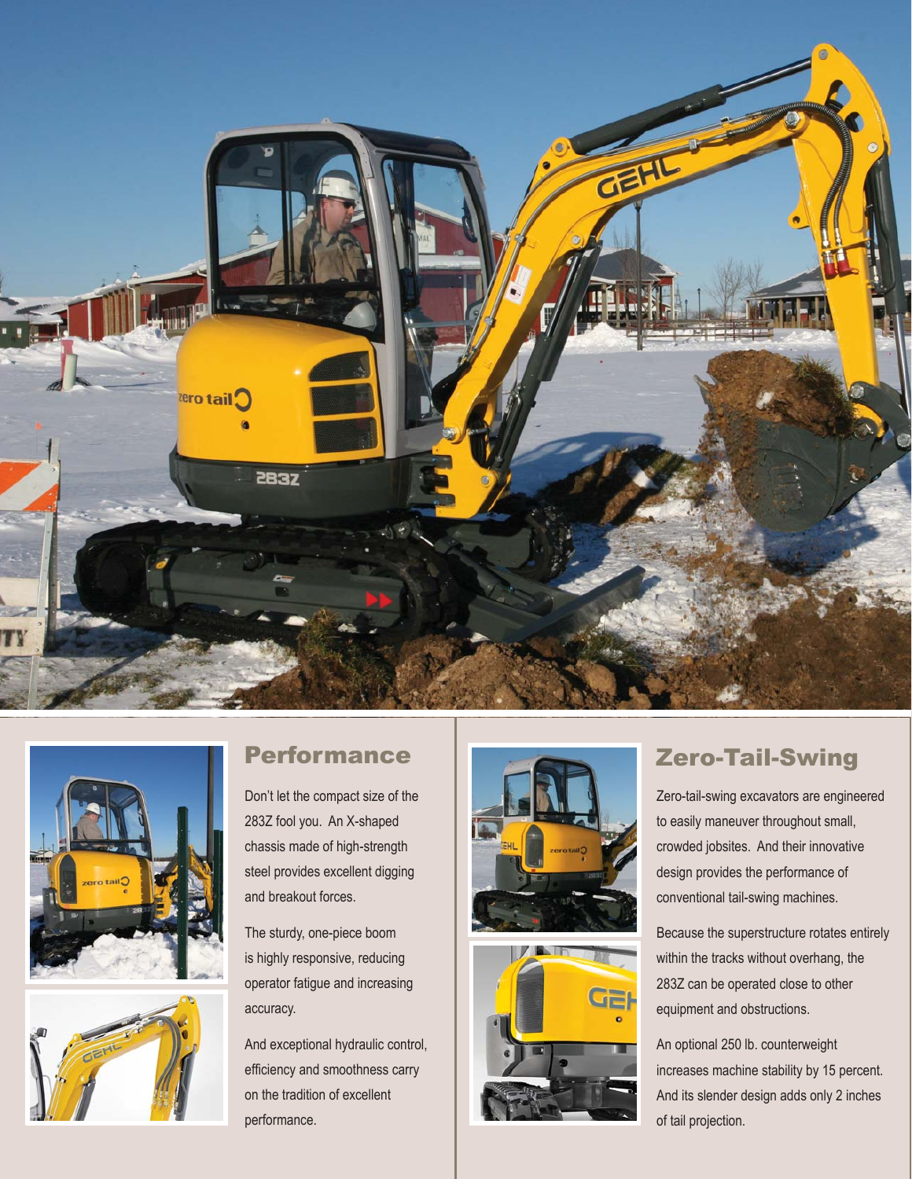## Performance

Don't let the compact size of the 283Z fool you. An X-shaped chassis made of high-strength steel provides excellent digging and breakout forces.

The sturdy, one-piece boom is highly responsive, reducing operator fatigue and increasing accuracy.

And exceptional hydraulic control, efficiency and smoothness carry on the tradition of excellent performance.

## Zero-Tail-Swing

Zero-tail-swing excavators are engineered to easily maneuver throughout small, crowded jobsites. And their innovative design provides the performance of conventional tail-swing machines.

Because the superstructure rotates entirely within the tracks without overhang, the 283Z can be operated close to other equipment and obstructions.

An optional 250 lb. counterweight increases machine stability by 15 percent. And its slender design adds only 2 inches of tail projection.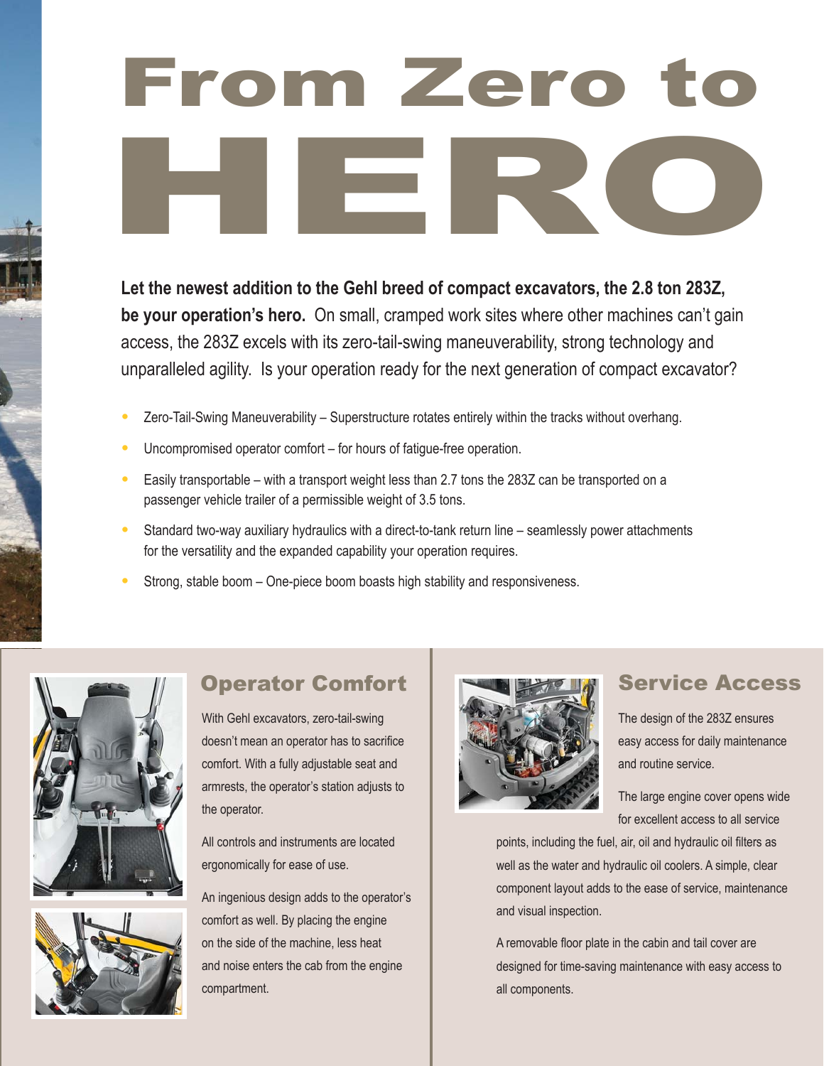# From Zero to HERO

**Let the newest addition to the Gehl breed of compact excavators, the 2.8 ton 283Z, be your operation's hero.** On small, cramped work sites where other machines can't gain access, the 283Z excels with its zero-tail-swing maneuverability, strong technology and unparalleled agility. Is your operation ready for the next generation of compact excavator?

- Zero-Tail-Swing Maneuverability – Superstructure rotates entirely within the tracks without overhang.
- Uncompromised operator comfort – for hours of fatigue-free operation.
- Easily transportable – with a transport weight less than 2.7 tons the 283Z can be transported on a passenger vehicle trailer of a permissible weight of 3.5 tons.
- Standard two-way auxiliary hydraulics with a direct-to-tank return line – seamlessly power attachments for the versatility and the expanded capability your operation requires.
- Strong, stable boom – One-piece boom boasts high stability and responsiveness.

## Operator Comfort

With Gehl excavators, zero-tail-swing doesn't mean an operator has to sacrifice comfort. With a fully adjustable seat and armrests, the operator's station adjusts to the operator.

All controls and instruments are located ergonomically for ease of use.

An ingenious design adds to the operator's comfort as well. By placing the engine on the side of the machine, less heat and noise enters the cab from the engine compartment.

## Service Access

The design of the 283Z ensures easy access for daily maintenance and routine service.

The large engine cover opens wide for excellent access to all service points, including the fuel, air, oil and hydraulic oil filters as well as the water and hydraulic oil coolers. A simple, clear component layout adds to the ease of service, maintenance and visual inspection.

A removable floor plate in the cabin and tail cover are designed for time-saving maintenance with easy access to all components.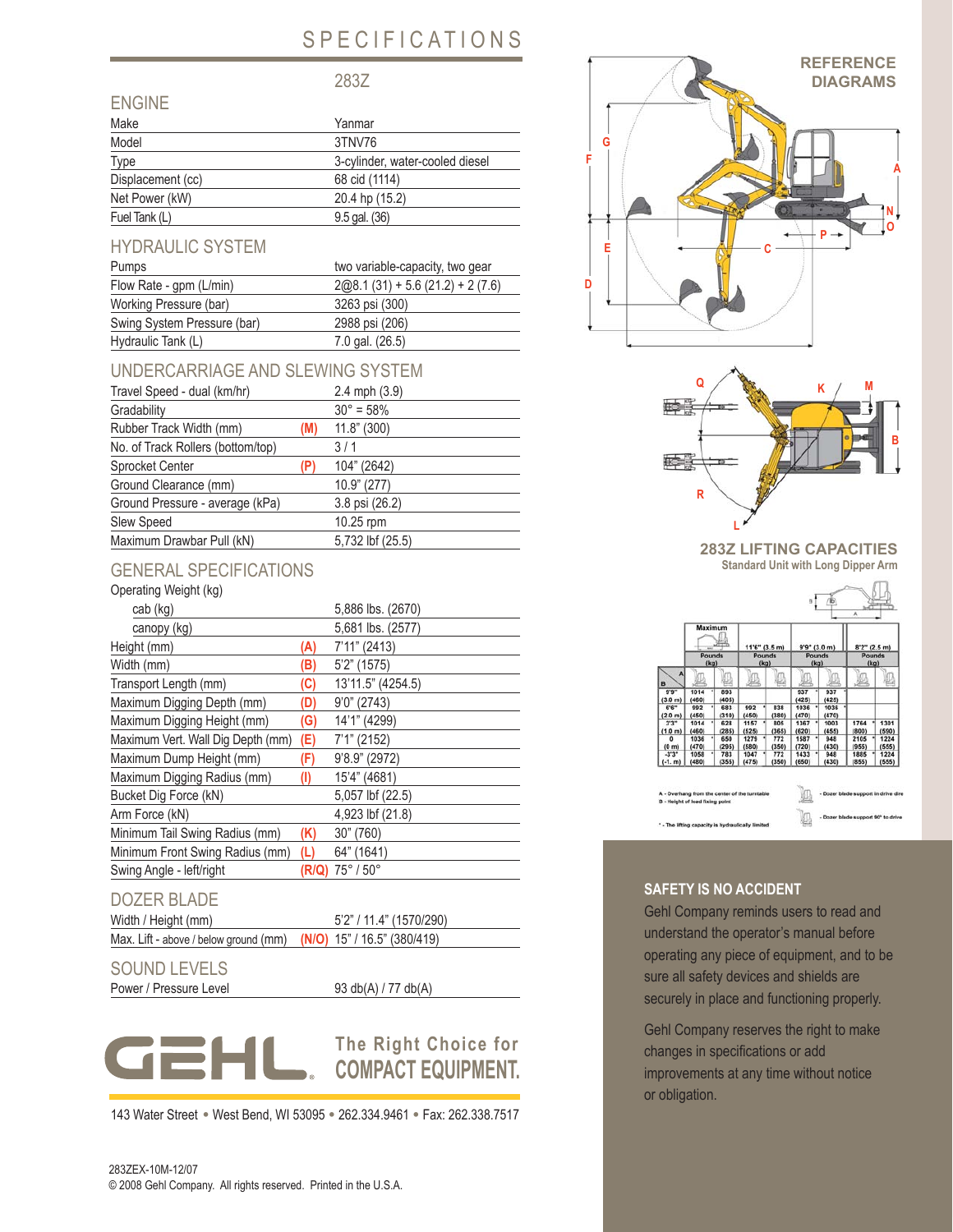# SPECIFICATIONS

## 283Z

### ENGINE

| | |
|---|---|
| Make | Yanmar |
| Model | 3TNV76 |
| Type | 3-cylinder, water-cooled diesel |
| Displacement (cc) | 68 cid (1114) |
| Net Power (kW) | 20.4 hp (15.2) |
| Fuel Tank (L) | 9.5 gal. (36) |

### HYDRAULIC SYSTEM

| | |
|---|---|
| Pumps | two variable-capacity, two gear |
| Flow Rate - gpm (L/min) | 2@8.1 (31) + 5.6 (21.2) + 2 (7.6) |
| Working Pressure (bar) | 3263 psi (300) |
| Swing System Pressure (bar) | 2988 psi (206) |
| Hydraulic Tank (L) | 7.0 gal. (26.5) |

### UNDERCARRIAGE AND SLEWING SYSTEM

| | | |
|---|---|---|
| Travel Speed - dual (km/hr) | | 2.4 mph (3.9) |
| Gradability | | 30° = 58% |
| Rubber Track Width (mm) | (M) | 11.8" (300) |
| No. of Track Rollers (bottom/top) | | 3 / 1 |
| Sprocket Center | (P) | 104" (2642) |
| Ground Clearance (mm) | | 10.9" (277) |
| Ground Pressure - average (kPa) | | 3.8 psi (26.2) |
| Slew Speed | | 10.25 rpm |
| Maximum Drawbar Pull (kN) | | 5,732 lbf (25.5) |

### GENERAL SPECIFICATIONS

| | | |
|---|---|---|
| Operating Weight (kg) | | |
| cab (kg) | | 5,886 lbs. (2670) |
| canopy (kg) | | 5,681 lbs. (2577) |
| Height (mm) | (A) | 7'11" (2413) |
| Width (mm) | (B) | 5'2" (1575) |
| Transport Length (mm) | (C) | 13'11.5" (4254.5) |
| Maximum Digging Depth (mm) | (D) | 9'0" (2743) |
| Maximum Digging Height (mm) | (G) | 14'1" (4299) |
| Maximum Vert. Wall Dig Depth (mm) | (E) | 7'1" (2152) |
| Maximum Dump Height (mm) | (F) | 9'8.9" (2972) |
| Maximum Digging Radius (mm) | (I) | 15'4" (4681) |
| Bucket Dig Force (kN) | | 5,057 lbf (22.5) |
| Arm Force (kN) | | 4,923 lbf (21.8) |
| Minimum Tail Swing Radius (mm) | (K) | 30" (760) |
| Minimum Front Swing Radius (mm) | (L) | 64" (1641) |
| Swing Angle - left/right | (R/Q) | 75° / 50° |

### DOZER BLADE

| | | |
|---|---|---|
| Width / Height (mm) | | 5'2" / 11.4" (1570/290) |
| Max. Lift - above / below ground (mm) | (N/O) | 15" / 16.5" (380/419) |

### SOUND LEVELS

| | |
|---|---|
| Power / Pressure Level | 93 db(A) / 77 db(A) |

GEHL® The Right Choice for COMPACT EQUIPMENT.

143 Water Street • West Bend, WI 53095 • 262.334.9461 • Fax: 262.338.7517

283ZEX-10M-12/07

© 2008 Gehl Company. All rights reserved. Printed in the U.S.A.

## REFERENCE DIAGRAMS

## 283Z LIFTING CAPACITIES

Standard Unit with Long Dipper Arm

| B \ A | Maximum Pounds (kg) – drive direction | Maximum Pounds (kg) – 90° | 11'6" (3.5 m) Pounds (kg) – drive direction | 11'6" (3.5 m) Pounds (kg) – 90° | 9'9" (3.0 m) Pounds (kg) – drive direction | 9'9" (3.0 m) Pounds (kg) – 90° | 8'2" (2.5 m) Pounds (kg) – drive direction | 8'2" (2.5 m) Pounds (kg) – 90° |
|---|---|---|---|---|---|---|---|---|
| 9'9" (3.0 m) | 1014* (460) | 893 (405) | | | 937* (425) | 937* (425) | | |
| 6'6" (2.0 m) | 992* (450) | 683 (310) | 992* (450) | 838 (380) | 1036* (470) | 1036* (470) | | |
| 3'3" (1.0 m) | 1014* (460) | 628 (285) | 1157* (525) | 805 (365) | 1367* (620) | 1003 (455) | 1764* (800) | 1301 (590) |
| 0 (0 m) | 1036* (470) | 650 (295) | 1279* (580) | 772 (350) | 1587* (720) | 948 (430) | 2105* (955) | 1224 (555) |
| -3'3" (-1. m) | 1058* (480) | 783 (355) | 1047* (475) | 772 (350) | 1433* (650) | 948 (430) | 1885* (855) | 1224 (555) |

A - Overhang from the center of the turntable
B - Height of load fixing point

* - The lifting capacity is hydraulically limited

- Dozer blade support in drive direction
- Dozer blade support 90° to drive

### SAFETY IS NO ACCIDENT

Gehl Company reminds users to read and understand the operator's manual before operating any piece of equipment, and to be sure all safety devices and shields are securely in place and functioning properly.

Gehl Company reserves the right to make changes in specifications or add improvements at any time without notice or obligation.